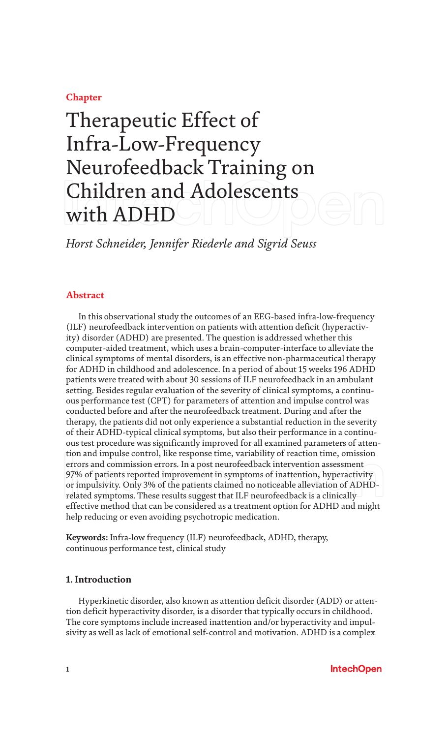Chapter

# Therapeutic Effect of Infra-Low-Frequency Neurofeedback Training on Children and Adolescents with ADHD

*Horst Schneider, Jennifer Riederle and Sigrid Seuss*

## Abstract

In this observational study the outcomes of an EEG-based infra-low-frequency (ILF) neurofeedback intervention on patients with attention deficit (hyperactivity) disorder (ADHD) are presented. The question is addressed whether this computer-aided treatment, which uses a brain-computer-interface to alleviate the clinical symptoms of mental disorders, is an effective non-pharmaceutical therapy for ADHD in childhood and adolescence. In a period of about 15 weeks 196 ADHD patients were treated with about 30 sessions of ILF neurofeedback in an ambulant setting. Besides regular evaluation of the severity of clinical symptoms, a continuous performance test (CPT) for parameters of attention and impulse control was conducted before and after the neurofeedback treatment. During and after the therapy, the patients did not only experience a substantial reduction in the severity of their ADHD-typical clinical symptoms, but also their performance in a continuous test procedure was significantly improved for all examined parameters of attention and impulse control, like response time, variability of reaction time, omission errors and commission errors. In a post neurofeedback intervention assessment 97% of patients reported improvement in symptoms of inattention, hyperactivity or impulsivity. Only 3% of the patients claimed no noticeable alleviation of ADHD-related symptoms. These results suggest that ILF neurofeedback is a clinically effective method that can be considered as a treatment option for ADHD and might help reducing or even avoiding psychotropic medication.

**Keywords:** Infra-low frequency (ILF) neurofeedback, ADHD, therapy, continuous performance test, clinical study

### 1. Introduction

Hyperkinetic disorder, also known as attention deficit disorder (ADD) or attention deficit hyperactivity disorder, is a disorder that typically occurs in childhood. The core symptoms include increased inattention and/or hyperactivity and impulsivity as well as lack of emotional self-control and motivation. ADHD is a complex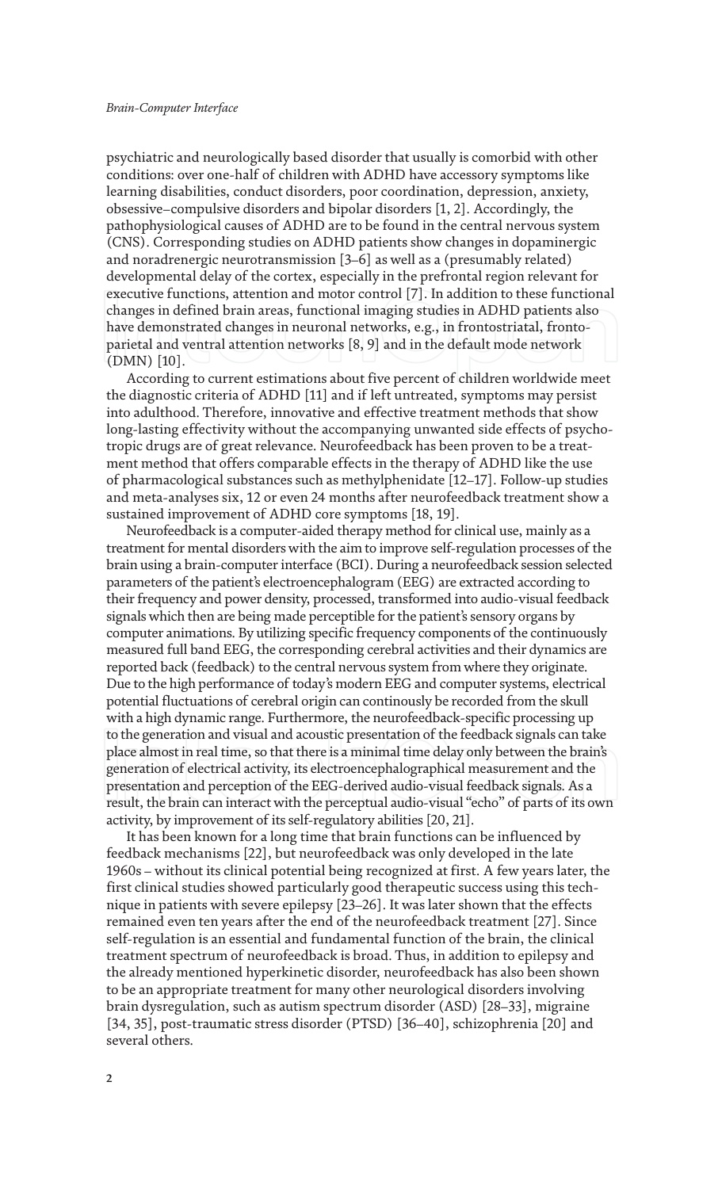psychiatric and neurologically based disorder that usually is comorbid with other conditions: over one-half of children with ADHD have accessory symptoms like learning disabilities, conduct disorders, poor coordination, depression, anxiety, obsessive–compulsive disorders and bipolar disorders [1, 2]. Accordingly, the pathophysiological causes of ADHD are to be found in the central nervous system (CNS). Corresponding studies on ADHD patients show changes in dopaminergic and noradrenergic neurotransmission [3–6] as well as a (presumably related) developmental delay of the cortex, especially in the prefrontal region relevant for executive functions, attention and motor control [7]. In addition to these functional changes in defined brain areas, functional imaging studies in ADHD patients also have demonstrated changes in neuronal networks, e.g., in frontostriatal, fronto-parietal and ventral attention networks [8, 9] and in the default mode network (DMN) [10].

According to current estimations about five percent of children worldwide meet the diagnostic criteria of ADHD [11] and if left untreated, symptoms may persist into adulthood. Therefore, innovative and effective treatment methods that show long-lasting effectivity without the accompanying unwanted side effects of psychotropic drugs are of great relevance. Neurofeedback has been proven to be a treatment method that offers comparable effects in the therapy of ADHD like the use of pharmacological substances such as methylphenidate [12–17]. Follow-up studies and meta-analyses six, 12 or even 24 months after neurofeedback treatment show a sustained improvement of ADHD core symptoms [18, 19].

Neurofeedback is a computer-aided therapy method for clinical use, mainly as a treatment for mental disorders with the aim to improve self-regulation processes of the brain using a brain-computer interface (BCI). During a neurofeedback session selected parameters of the patient's electroencephalogram (EEG) are extracted according to their frequency and power density, processed, transformed into audio-visual feedback signals which then are being made perceptible for the patient's sensory organs by computer animations. By utilizing specific frequency components of the continuously measured full band EEG, the corresponding cerebral activities and their dynamics are reported back (feedback) to the central nervous system from where they originate. Due to the high performance of today's modern EEG and computer systems, electrical potential fluctuations of cerebral origin can continously be recorded from the skull with a high dynamic range. Furthermore, the neurofeedback-specific processing up to the generation and visual and acoustic presentation of the feedback signals can take place almost in real time, so that there is a minimal time delay only between the brain's generation of electrical activity, its electroencephalographical measurement and the presentation and perception of the EEG-derived audio-visual feedback signals. As a result, the brain can interact with the perceptual audio-visual "echo" of parts of its own activity, by improvement of its self-regulatory abilities [20, 21].

It has been known for a long time that brain functions can be influenced by feedback mechanisms [22], but neurofeedback was only developed in the late 1960s – without its clinical potential being recognized at first. A few years later, the first clinical studies showed particularly good therapeutic success using this technique in patients with severe epilepsy [23–26]. It was later shown that the effects remained even ten years after the end of the neurofeedback treatment [27]. Since self-regulation is an essential and fundamental function of the brain, the clinical treatment spectrum of neurofeedback is broad. Thus, in addition to epilepsy and the already mentioned hyperkinetic disorder, neurofeedback has also been shown to be an appropriate treatment for many other neurological disorders involving brain dysregulation, such as autism spectrum disorder (ASD) [28–33], migraine [34, 35], post-traumatic stress disorder (PTSD) [36–40], schizophrenia [20] and several others.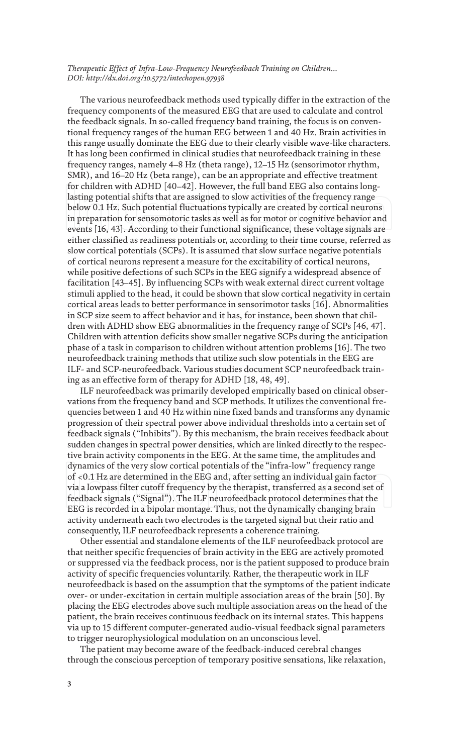The various neurofeedback methods used typically differ in the extraction of the frequency components of the measured EEG that are used to calculate and control the feedback signals. In so-called frequency band training, the focus is on conventional frequency ranges of the human EEG between 1 and 40 Hz. Brain activities in this range usually dominate the EEG due to their clearly visible wave-like characters. It has long been confirmed in clinical studies that neurofeedback training in these frequency ranges, namely 4–8 Hz (theta range), 12–15 Hz (sensorimotor rhythm, SMR), and 16–20 Hz (beta range), can be an appropriate and effective treatment for children with ADHD [40–42]. However, the full band EEG also contains long-lasting potential shifts that are assigned to slow activities of the frequency range below 0.1 Hz. Such potential fluctuations typically are created by cortical neurons in preparation for sensomotoric tasks as well as for motor or cognitive behavior and events [16, 43]. According to their functional significance, these voltage signals are either classified as readiness potentials or, according to their time course, referred as slow cortical potentials (SCPs). It is assumed that slow surface negative potentials of cortical neurons represent a measure for the excitability of cortical neurons, while positive defections of such SCPs in the EEG signify a widespread absence of facilitation [43–45]. By influencing SCPs with weak external direct current voltage stimuli applied to the head, it could be shown that slow cortical negativity in certain cortical areas leads to better performance in sensorimotor tasks [16]. Abnormalities in SCP size seem to affect behavior and it has, for instance, been shown that children with ADHD show EEG abnormalities in the frequency range of SCPs [46, 47]. Children with attention deficits show smaller negative SCPs during the anticipation phase of a task in comparison to children without attention problems [16]. The two neurofeedback training methods that utilize such slow potentials in the EEG are ILF- and SCP-neurofeedback. Various studies document SCP neurofeedback training as an effective form of therapy for ADHD [18, 48, 49].

ILF neurofeedback was primarily developed empirically based on clinical observations from the frequency band and SCP methods. It utilizes the conventional frequencies between 1 and 40 Hz within nine fixed bands and transforms any dynamic progression of their spectral power above individual thresholds into a certain set of feedback signals ("Inhibits"). By this mechanism, the brain receives feedback about sudden changes in spectral power densities, which are linked directly to the respective brain activity components in the EEG. At the same time, the amplitudes and dynamics of the very slow cortical potentials of the "infra-low" frequency range of <0.1 Hz are determined in the EEG and, after setting an individual gain factor via a lowpass filter cutoff frequency by the therapist, transferred as a second set of feedback signals ("Signal"). The ILF neurofeedback protocol determines that the EEG is recorded in a bipolar montage. Thus, not the dynamically changing brain activity underneath each two electrodes is the targeted signal but their ratio and consequently, ILF neurofeedback represents a coherence training.

Other essential and standalone elements of the ILF neurofeedback protocol are that neither specific frequencies of brain activity in the EEG are actively promoted or suppressed via the feedback process, nor is the patient supposed to produce brain activity of specific frequencies voluntarily. Rather, the therapeutic work in ILF neurofeedback is based on the assumption that the symptoms of the patient indicate over- or under-excitation in certain multiple association areas of the brain [50]. By placing the EEG electrodes above such multiple association areas on the head of the patient, the brain receives continuous feedback on its internal states. This happens via up to 15 different computer-generated audio-visual feedback signal parameters to trigger neurophysiological modulation on an unconscious level.

The patient may become aware of the feedback-induced cerebral changes through the conscious perception of temporary positive sensations, like relaxation,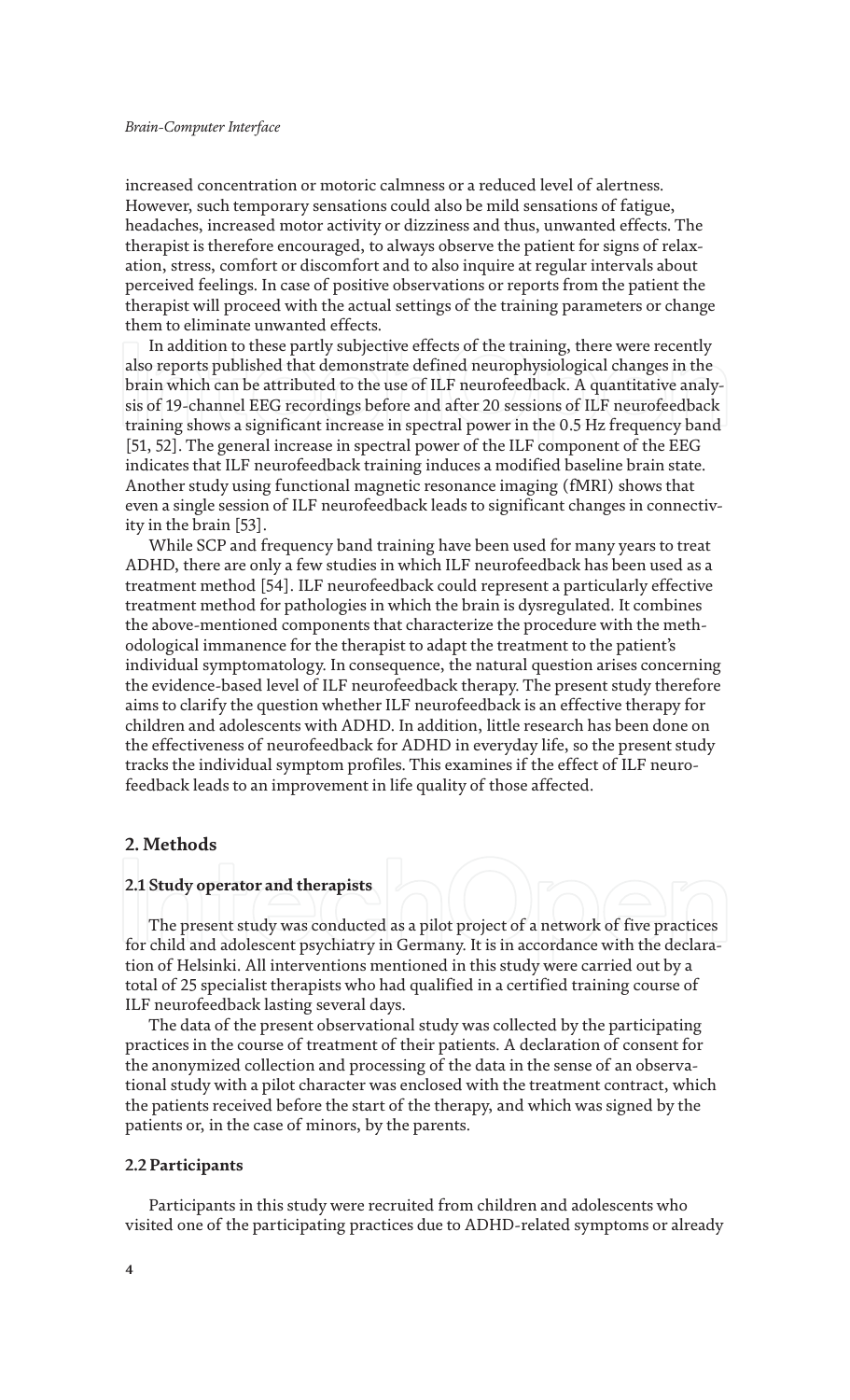increased concentration or motoric calmness or a reduced level of alertness. However, such temporary sensations could also be mild sensations of fatigue, headaches, increased motor activity or dizziness and thus, unwanted effects. The therapist is therefore encouraged, to always observe the patient for signs of relaxation, stress, comfort or discomfort and to also inquire at regular intervals about perceived feelings. In case of positive observations or reports from the patient the therapist will proceed with the actual settings of the training parameters or change them to eliminate unwanted effects.

In addition to these partly subjective effects of the training, there were recently also reports published that demonstrate defined neurophysiological changes in the brain which can be attributed to the use of ILF neurofeedback. A quantitative analysis of 19-channel EEG recordings before and after 20 sessions of ILF neurofeedback training shows a significant increase in spectral power in the 0.5 Hz frequency band [51, 52]. The general increase in spectral power of the ILF component of the EEG indicates that ILF neurofeedback training induces a modified baseline brain state. Another study using functional magnetic resonance imaging (fMRI) shows that even a single session of ILF neurofeedback leads to significant changes in connectivity in the brain [53].

While SCP and frequency band training have been used for many years to treat ADHD, there are only a few studies in which ILF neurofeedback has been used as a treatment method [54]. ILF neurofeedback could represent a particularly effective treatment method for pathologies in which the brain is dysregulated. It combines the above-mentioned components that characterize the procedure with the methodological immanence for the therapist to adapt the treatment to the patient's individual symptomatology. In consequence, the natural question arises concerning the evidence-based level of ILF neurofeedback therapy. The present study therefore aims to clarify the question whether ILF neurofeedback is an effective therapy for children and adolescents with ADHD. In addition, little research has been done on the effectiveness of neurofeedback for ADHD in everyday life, so the present study tracks the individual symptom profiles. This examines if the effect of ILF neurofeedback leads to an improvement in life quality of those affected.

## 2. Methods

### 2.1 Study operator and therapists

The present study was conducted as a pilot project of a network of five practices for child and adolescent psychiatry in Germany. It is in accordance with the declaration of Helsinki. All interventions mentioned in this study were carried out by a total of 25 specialist therapists who had qualified in a certified training course of ILF neurofeedback lasting several days.

The data of the present observational study was collected by the participating practices in the course of treatment of their patients. A declaration of consent for the anonymized collection and processing of the data in the sense of an observational study with a pilot character was enclosed with the treatment contract, which the patients received before the start of the therapy, and which was signed by the patients or, in the case of minors, by the parents.

### 2.2 Participants

Participants in this study were recruited from children and adolescents who visited one of the participating practices due to ADHD-related symptoms or already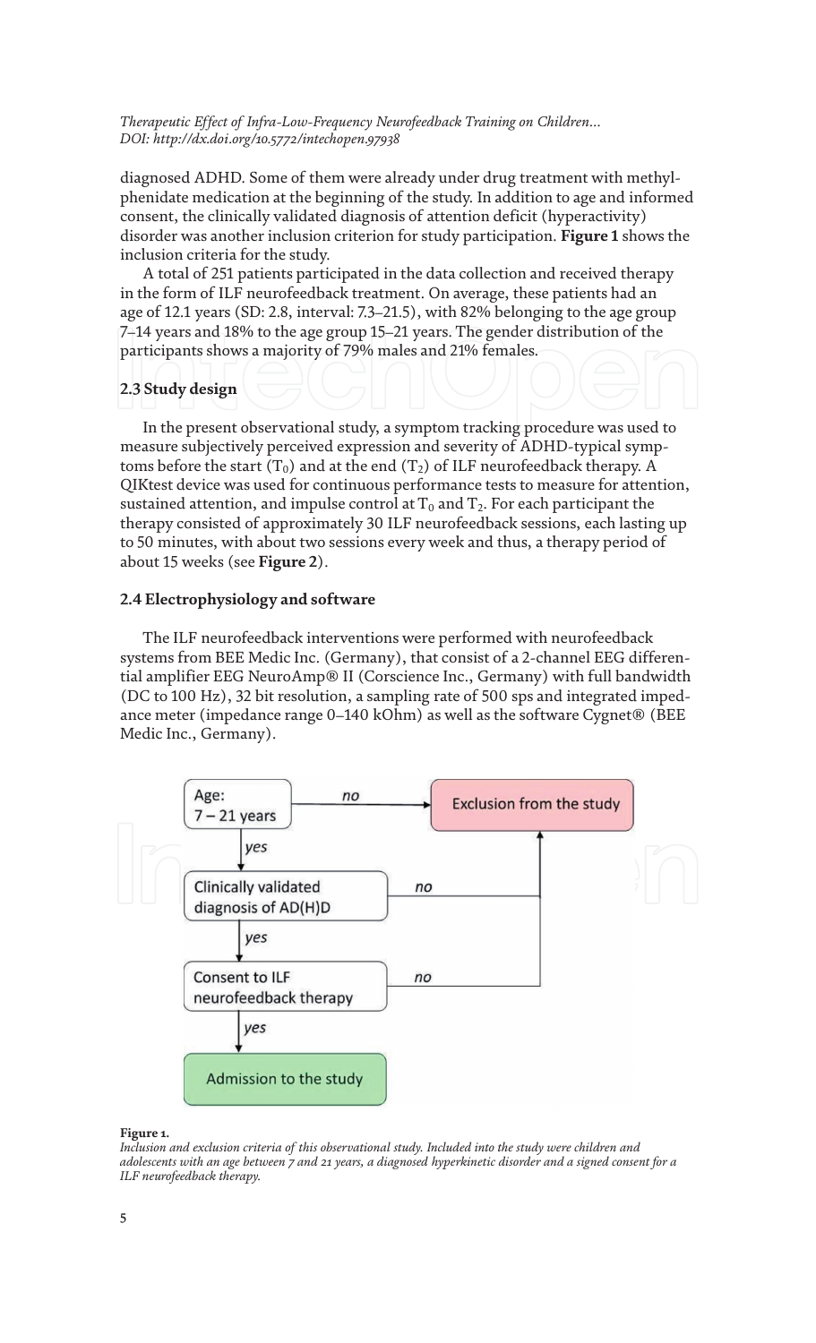diagnosed ADHD. Some of them were already under drug treatment with methylphenidate medication at the beginning of the study. In addition to age and informed consent, the clinically validated diagnosis of attention deficit (hyperactivity) disorder was another inclusion criterion for study participation. **Figure 1** shows the inclusion criteria for the study.

A total of 251 patients participated in the data collection and received therapy in the form of ILF neurofeedback treatment. On average, these patients had an age of 12.1 years (SD: 2.8, interval: 7.3–21.5), with 82% belonging to the age group 7–14 years and 18% to the age group 15–21 years. The gender distribution of the participants shows a majority of 79% males and 21% females.

### 2.3 Study design

In the present observational study, a symptom tracking procedure was used to measure subjectively perceived expression and severity of ADHD-typical symptoms before the start ($T_0$) and at the end ($T_2$) of ILF neurofeedback therapy. A QIKtest device was used for continuous performance tests to measure for attention, sustained attention, and impulse control at $T_0$ and $T_2$. For each participant the therapy consisted of approximately 30 ILF neurofeedback sessions, each lasting up to 50 minutes, with about two sessions every week and thus, a therapy period of about 15 weeks (see **Figure 2**).

### 2.4 Electrophysiology and software

The ILF neurofeedback interventions were performed with neurofeedback systems from BEE Medic Inc. (Germany), that consist of a 2-channel EEG differential amplifier EEG NeuroAmp® II (Corscience Inc., Germany) with full bandwidth (DC to 100 Hz), 32 bit resolution, a sampling rate of 500 sps and integrated impedance meter (impedance range 0–140 kOhm) as well as the software Cygnet® (BEE Medic Inc., Germany).

Age: 7 – 21 years → no → Exclusion from the study
yes ↓
Clinically validated diagnosis of AD(H)D → no → Exclusion from the study
yes ↓
Consent to ILF neurofeedback therapy → no → Exclusion from the study
yes ↓
Admission to the study

**Figure 1.**
*Inclusion and exclusion criteria of this observational study. Included into the study were children and adolescents with an age between 7 and 21 years, a diagnosed hyperkinetic disorder and a signed consent for a ILF neurofeedback therapy.*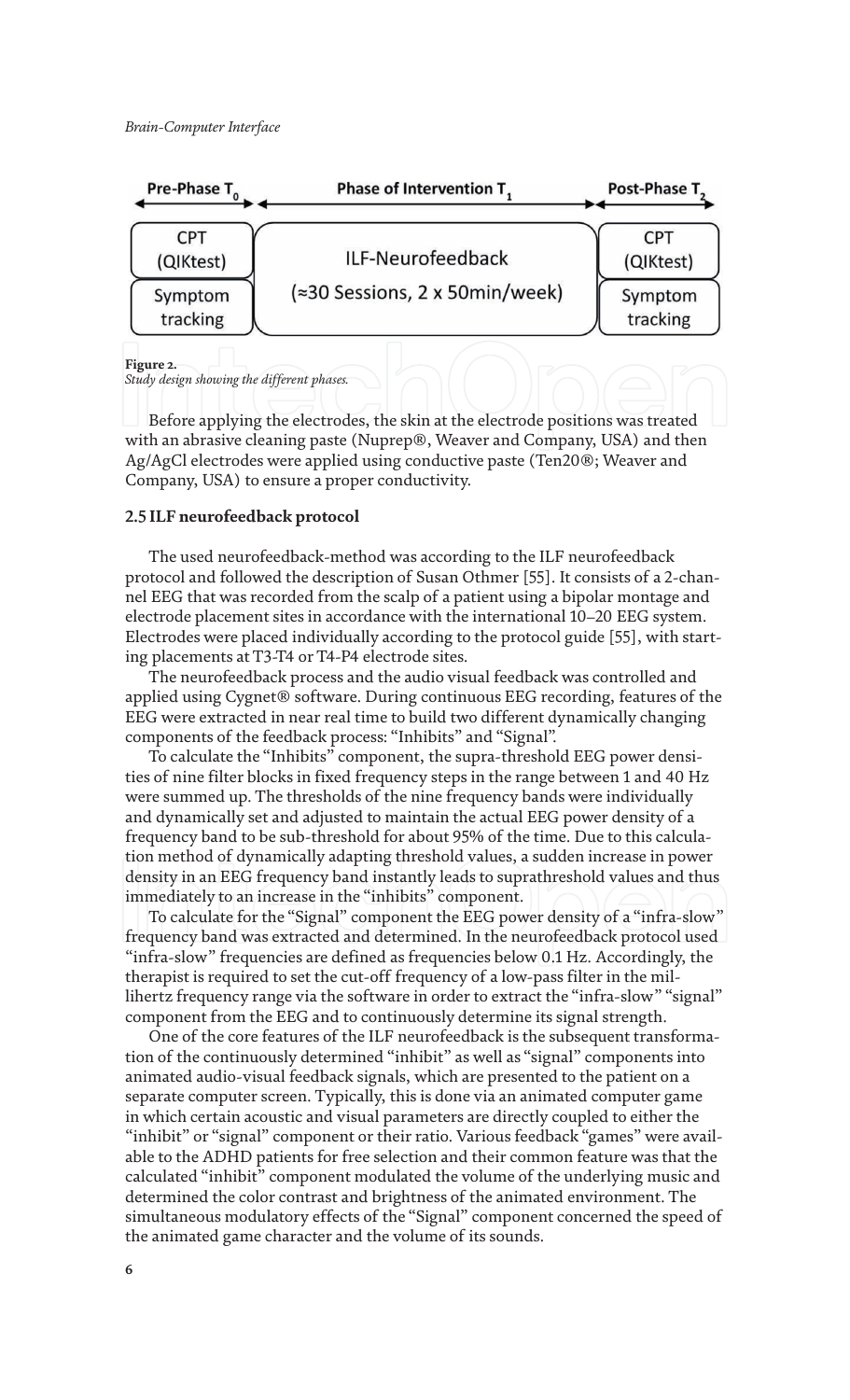| Pre-Phase $T_0$ | Phase of Intervention $T_1$ | Post-Phase $T_2$ |
|---|---|---|
| CPT (QIKtest) | ILF-Neurofeedback (≈30 Sessions, 2 x 50min/week) | CPT (QIKtest) |
| Symptom tracking | | Symptom tracking |

**Figure 2.**
*Study design showing the different phases.*

Before applying the electrodes, the skin at the electrode positions was treated with an abrasive cleaning paste (Nuprep®, Weaver and Company, USA) and then Ag/AgCl electrodes were applied using conductive paste (Ten20®; Weaver and Company, USA) to ensure a proper conductivity.

### 2.5 ILF neurofeedback protocol

The used neurofeedback-method was according to the ILF neurofeedback protocol and followed the description of Susan Othmer [55]. It consists of a 2-channel EEG that was recorded from the scalp of a patient using a bipolar montage and electrode placement sites in accordance with the international 10–20 EEG system. Electrodes were placed individually according to the protocol guide [55], with starting placements at T3-T4 or T4-P4 electrode sites.

The neurofeedback process and the audio visual feedback was controlled and applied using Cygnet® software. During continuous EEG recording, features of the EEG were extracted in near real time to build two different dynamically changing components of the feedback process: "Inhibits" and "Signal".

To calculate the "Inhibits" component, the supra-threshold EEG power densities of nine filter blocks in fixed frequency steps in the range between 1 and 40 Hz were summed up. The thresholds of the nine frequency bands were individually and dynamically set and adjusted to maintain the actual EEG power density of a frequency band to be sub-threshold for about 95% of the time. Due to this calculation method of dynamically adapting threshold values, a sudden increase in power density in an EEG frequency band instantly leads to suprathreshold values and thus immediately to an increase in the "inhibits" component.

To calculate for the "Signal" component the EEG power density of a "infra-slow" frequency band was extracted and determined. In the neurofeedback protocol used "infra-slow" frequencies are defined as frequencies below 0.1 Hz. Accordingly, the therapist is required to set the cut-off frequency of a low-pass filter in the millihertz frequency range via the software in order to extract the "infra-slow" "signal" component from the EEG and to continuously determine its signal strength.

One of the core features of the ILF neurofeedback is the subsequent transformation of the continuously determined "inhibit" as well as "signal" components into animated audio-visual feedback signals, which are presented to the patient on a separate computer screen. Typically, this is done via an animated computer game in which certain acoustic and visual parameters are directly coupled to either the "inhibit" or "signal" component or their ratio. Various feedback "games" were available to the ADHD patients for free selection and their common feature was that the calculated "inhibit" component modulated the volume of the underlying music and determined the color contrast and brightness of the animated environment. The simultaneous modulatory effects of the "Signal" component concerned the speed of the animated game character and the volume of its sounds.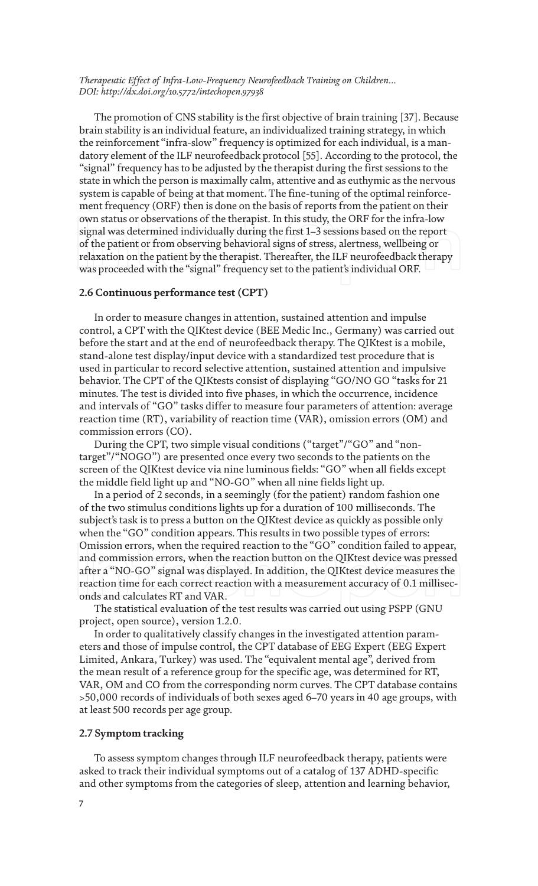The promotion of CNS stability is the first objective of brain training [37]. Because brain stability is an individual feature, an individualized training strategy, in which the reinforcement "infra-slow" frequency is optimized for each individual, is a mandatory element of the ILF neurofeedback protocol [55]. According to the protocol, the "signal" frequency has to be adjusted by the therapist during the first sessions to the state in which the person is maximally calm, attentive and as euthymic as the nervous system is capable of being at that moment. The fine-tuning of the optimal reinforcement frequency (ORF) then is done on the basis of reports from the patient on their own status or observations of the therapist. In this study, the ORF for the infra-low signal was determined individually during the first 1–3 sessions based on the report of the patient or from observing behavioral signs of stress, alertness, wellbeing or relaxation on the patient by the therapist. Thereafter, the ILF neurofeedback therapy was proceeded with the "signal" frequency set to the patient's individual ORF.

### 2.6 Continuous performance test (CPT)

In order to measure changes in attention, sustained attention and impulse control, a CPT with the QIKtest device (BEE Medic Inc., Germany) was carried out before the start and at the end of neurofeedback therapy. The QIKtest is a mobile, stand-alone test display/input device with a standardized test procedure that is used in particular to record selective attention, sustained attention and impulsive behavior. The CPT of the QIKtests consist of displaying "GO/NO GO "tasks for 21 minutes. The test is divided into five phases, in which the occurrence, incidence and intervals of "GO" tasks differ to measure four parameters of attention: average reaction time (RT), variability of reaction time (VAR), omission errors (OM) and commission errors (CO).

During the CPT, two simple visual conditions ("target"/"GO" and "non-target"/"NOGO") are presented once every two seconds to the patients on the screen of the QIKtest device via nine luminous fields: "GO" when all fields except the middle field light up and "NO-GO" when all nine fields light up.

In a period of 2 seconds, in a seemingly (for the patient) random fashion one of the two stimulus conditions lights up for a duration of 100 milliseconds. The subject's task is to press a button on the QIKtest device as quickly as possible only when the "GO" condition appears. This results in two possible types of errors: Omission errors, when the required reaction to the "GO" condition failed to appear, and commission errors, when the reaction button on the QIKtest device was pressed after a "NO-GO" signal was displayed. In addition, the QIKtest device measures the reaction time for each correct reaction with a measurement accuracy of 0.1 milliseconds and calculates RT and VAR.

The statistical evaluation of the test results was carried out using PSPP (GNU project, open source), version 1.2.0.

In order to qualitatively classify changes in the investigated attention parameters and those of impulse control, the CPT database of EEG Expert (EEG Expert Limited, Ankara, Turkey) was used. The "equivalent mental age", derived from the mean result of a reference group for the specific age, was determined for RT, VAR, OM and CO from the corresponding norm curves. The CPT database contains >50,000 records of individuals of both sexes aged 6–70 years in 40 age groups, with at least 500 records per age group.

### 2.7 Symptom tracking

To assess symptom changes through ILF neurofeedback therapy, patients were asked to track their individual symptoms out of a catalog of 137 ADHD-specific and other symptoms from the categories of sleep, attention and learning behavior,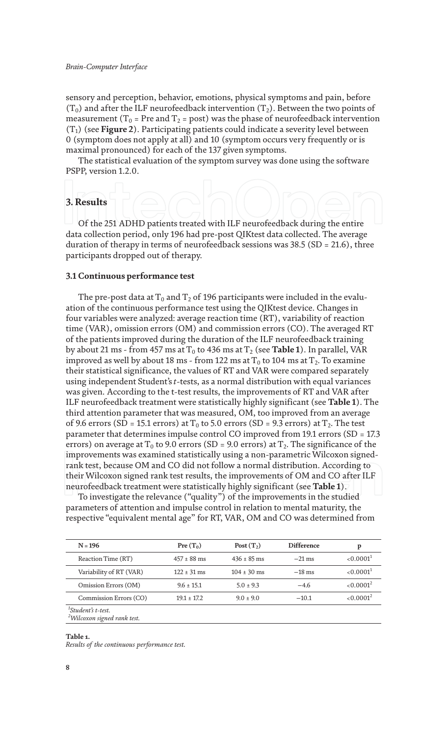sensory and perception, behavior, emotions, physical symptoms and pain, before ($T_0$) and after the ILF neurofeedback intervention ($T_2$). Between the two points of measurement ($T_0$ = Pre and $T_2$ = post) was the phase of neurofeedback intervention ($T_1$) (see **Figure 2**). Participating patients could indicate a severity level between 0 (symptom does not apply at all) and 10 (symptom occurs very frequently or is maximal pronounced) for each of the 137 given symptoms.

The statistical evaluation of the symptom survey was done using the software PSPP, version 1.2.0.

## 3. Results

Of the 251 ADHD patients treated with ILF neurofeedback during the entire data collection period, only 196 had pre-post QIKtest data collected. The average duration of therapy in terms of neurofeedback sessions was 38.5 (SD = 21.6), three participants dropped out of therapy.

### 3.1 Continuous performance test

The pre-post data at $T_0$ and $T_2$ of 196 participants were included in the evaluation of the continuous performance test using the QIKtest device. Changes in four variables were analyzed: average reaction time (RT), variability of reaction time (VAR), omission errors (OM) and commission errors (CO). The averaged RT of the patients improved during the duration of the ILF neurofeedback training by about 21 ms - from 457 ms at $T_0$ to 436 ms at $T_2$ (see **Table 1**). In parallel, VAR improved as well by about 18 ms - from 122 ms at $T_0$ to 104 ms at $T_2$. To examine their statistical significance, the values of RT and VAR were compared separately using independent Student's *t*-tests, as a normal distribution with equal variances was given. According to the t-test results, the improvements of RT and VAR after ILF neurofeedback treatment were statistically highly significant (see **Table 1**). The third attention parameter that was measured, OM, too improved from an average of 9.6 errors (SD = 15.1 errors) at $T_0$ to 5.0 errors (SD = 9.3 errors) at $T_2$. The test parameter that determines impulse control CO improved from 19.1 errors (SD = 17.3 errors) on average at $T_0$ to 9.0 errors (SD = 9.0 errors) at $T_2$. The significance of the improvements was examined statistically using a non-parametric Wilcoxon signed-rank test, because OM and CO did not follow a normal distribution. According to their Wilcoxon signed rank test results, the improvements of OM and CO after ILF neurofeedback treatment were statistically highly significant (see **Table 1**).

To investigate the relevance ("quality") of the improvements in the studied parameters of attention and impulse control in relation to mental maturity, the respective "equivalent mental age" for RT, VAR, OM and CO was determined from

| N = 196 | Pre ($T_0$) | Post ($T_2$) | Difference | p |
|---|---|---|---|---|
| Reaction Time (RT) | 457 ± 88 ms | 436 ± 85 ms | −21 ms | <0.0001[1] |
| Variability of RT (VAR) | 122 ± 31 ms | 104 ± 30 ms | −18 ms | <0.0001[1] |
| Omission Errors (OM) | 9.6 ± 15.1 | 5.0 ± 9.3 | −4.6 | <0.0001[2] |
| Commission Errors (CO) | 19.1 ± 17.2 | 9.0 ± 9.0 | −10.1 | <0.0001[2] |

[1]*Student's t-test.*
[2]*Wilcoxon signed rank test.*

**Table 1.**
*Results of the continuous performance test.*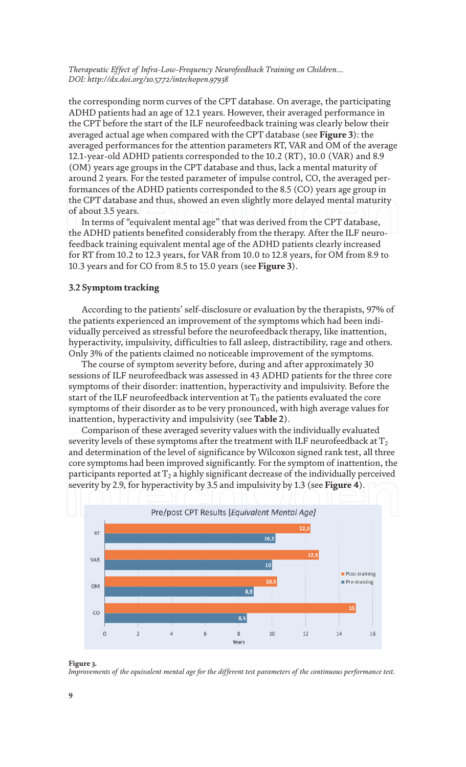the corresponding norm curves of the CPT database. On average, the participating ADHD patients had an age of 12.1 years. However, their averaged performance in the CPT before the start of the ILF neurofeedback training was clearly below their averaged actual age when compared with the CPT database (see **Figure 3**): the averaged performances for the attention parameters RT, VAR and OM of the average 12.1-year-old ADHD patients corresponded to the 10.2 (RT), 10.0 (VAR) and 8.9 (OM) years age groups in the CPT database and thus, lack a mental maturity of around 2 years. For the tested parameter of impulse control, CO, the averaged performances of the ADHD patients corresponded to the 8.5 (CO) years age group in the CPT database and thus, showed an even slightly more delayed mental maturity of about 3.5 years.

In terms of "equivalent mental age" that was derived from the CPT database, the ADHD patients benefited considerably from the therapy. After the ILF neurofeedback training equivalent mental age of the ADHD clearly increased for RT from 10.2 to 12.3 years, for VAR from 10.0 to 12.8 years, for OM from 8.9 to 10.3 years and for CO from 8.5 to 15.0 years (see **Figure 3**).

### 3.2 Symptom tracking

According to the patients' self-disclosure or evaluation by the therapists, 97% of the patients experienced an improvement of the symptoms which had been individually perceived as stressful before the neurofeedback therapy, like inattention, hyperactivity, impulsivity, difficulties to fall asleep, distractibility, rage and others. Only 3% of the patients claimed no noticeable improvement of the symptoms.

The course of symptom severity before, during and after approximately 30 sessions of ILF neurofeedback was assessed in 43 ADHD patients for the three core symptoms of their disorder: inattention, hyperactivity and impulsivity. Before the start of the ILF neurofeedback intervention at $T_0$ the patients evaluated the core symptoms of their disorder as to be very pronounced, with high average values for inattention, hyperactivity and impulsivity (see **Table 2**).

Comparison of these averaged severity values with the individually evaluated severity levels of these symptoms after the treatment with ILF neurofeedback at $T_2$ and determination of the level of significance by Wilcoxon signed rank test, all three core symptoms had been improved significantly. For the symptom of inattention, the participants reported at $T_2$ a highly significant decrease of the individually perceived severity by 2.9, for hyperactivity by 3.5 and impulsivity by 1.3 (see **Figure 4**).

Pre/post CPT Results [*Equivalent Mental Age*]

| | Pre-training | Post-training |
|---|---|---|
| RT | 10,2 | 12,3 |
| VAR | 10 | 12,8 |
| OM | 8,9 | 10,3 |
| CO | 8,5 | 15 |

**Figure 3.**
*Improvements of the equivalent mental age for the different test parameters of the continuous performance test.*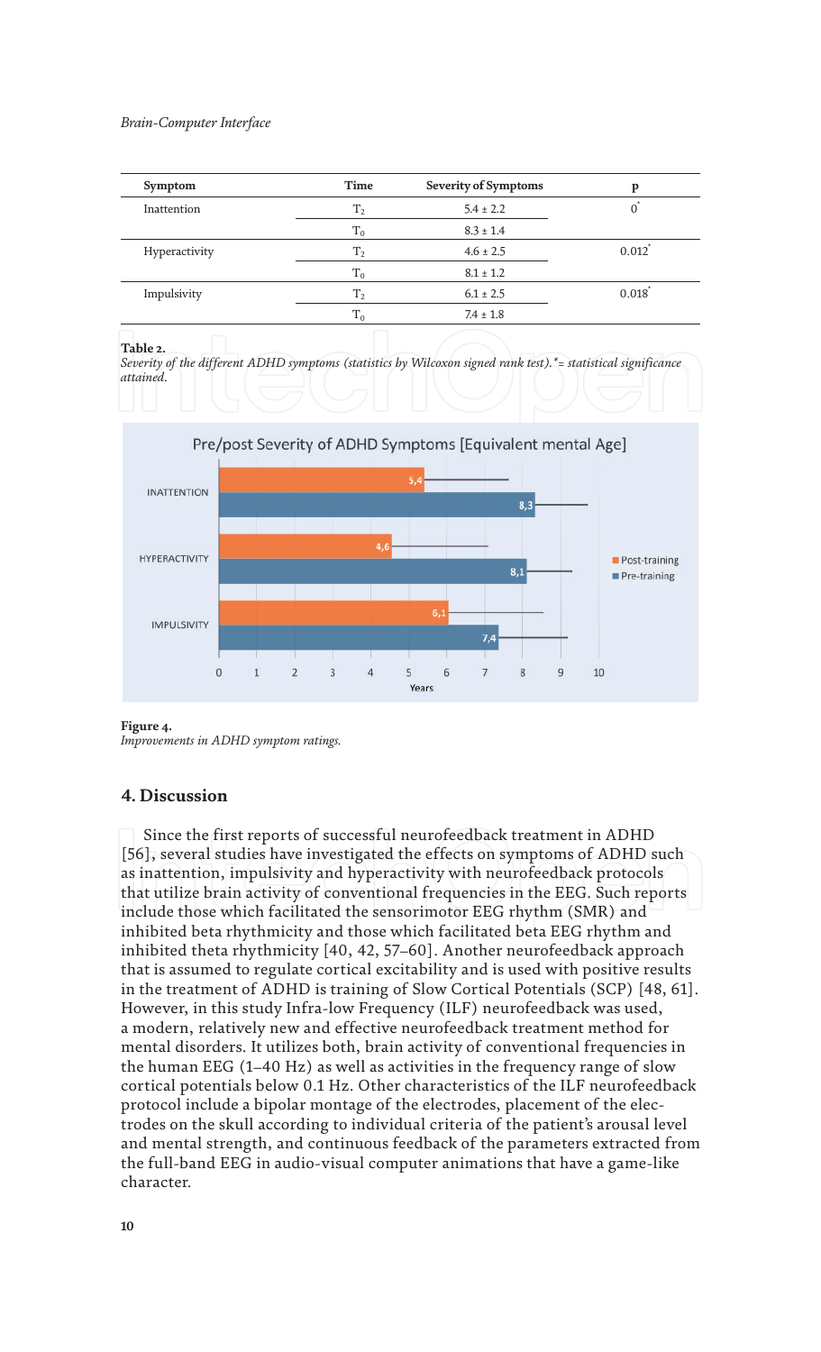| Symptom | Time | Severity of Symptoms | p |
|---|---|---|---|
| Inattention | $T_2$ | 5.4 ± 2.2 | 0* |
| | $T_0$ | 8.3 ± 1.4 | |
| Hyperactivity | $T_2$ | 4.6 ± 2.5 | 0.012* |
| | $T_0$ | 8.1 ± 1.2 | |
| Impulsivity | $T_2$ | 6.1 ± 2.5 | 0.018* |
| | $T_0$ | 7.4 ± 1.8 | |

**Table 2.**
*Severity of the different ADHD symptoms (statistics by Wilcoxon signed rank test).*= statistical significance attained.*

**Figure 4.**
*Improvements in ADHD symptom ratings.*

## 4. Discussion

Since the first reports of successful neurofeedback treatment in ADHD [56], several studies have investigated the effects on symptoms of ADHD such as inattention, impulsivity and hyperactivity with neurofeedback protocols that utilize brain activity of conventional frequencies in the EEG. Such reports include those which facilitated the sensorimotor EEG rhythm (SMR) and inhibited beta rhythmicity and those which facilitated beta EEG rhythm and inhibited theta rhythmicity [40, 42, 57–60]. Another neurofeedback approach that is assumed to regulate cortical excitability and is used with positive results in the treatment of ADHD is training of Slow Cortical Potentials (SCP) [48, 61]. However, in this study Infra-low Frequency (ILF) neurofeedback was used, a modern, relatively new and effective neurofeedback treatment method for mental disorders. It utilizes both, brain activity of conventional frequencies in the human EEG (1–40 Hz) as well as activities in the frequency range of slow cortical potentials below 0.1 Hz. Other characteristics of the ILF neurofeedback protocol include a bipolar montage of the electrodes, placement of the electrodes on the skull according to individual criteria of the patient's arousal level and mental strength, and continuous feedback of the parameters extracted from the full-band EEG in audio-visual computer animations that have a game-like character.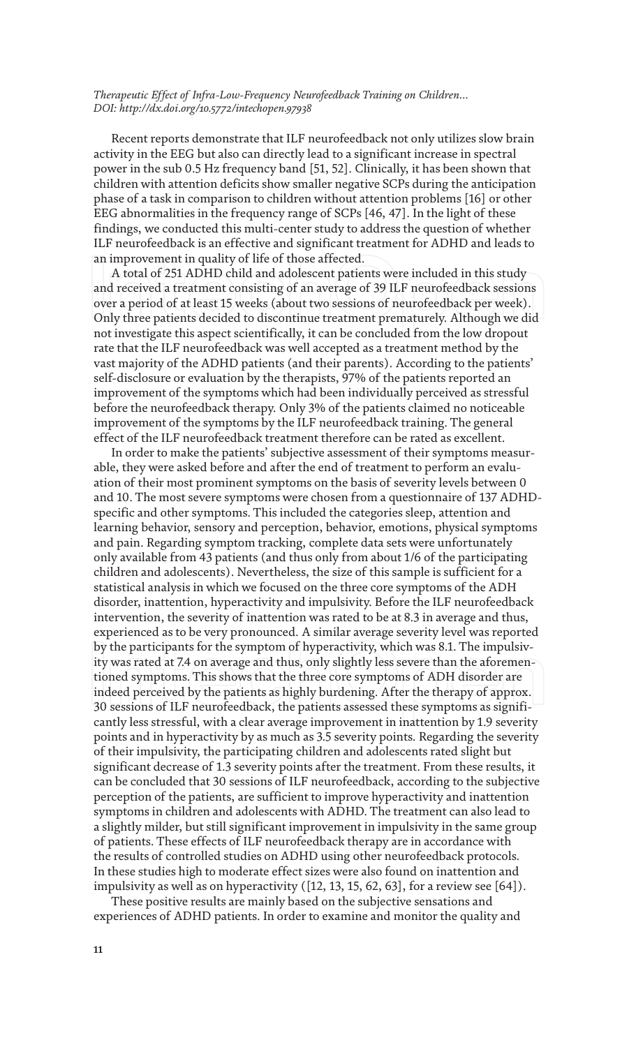Recent reports demonstrate that ILF neurofeedback not only utilizes slow brain activity in the EEG but also can directly lead to a significant increase in spectral power in the sub 0.5 Hz frequency band [51, 52]. Clinically, it has been shown that children with attention deficits show smaller negative SCPs during the anticipation phase of a task in comparison to children without attention problems [16] or other EEG abnormalities in the frequency range of SCPs [46, 47]. In the light of these findings, we conducted this multi-center study to address the question of whether ILF neurofeedback is an effective and significant treatment for ADHD and leads to an improvement in quality of life of those affected.

A total of 251 ADHD child and adolescent patients were included in this study and received a treatment consisting of an average of 39 ILF neurofeedback sessions over a period of at least 15 weeks (about two sessions of neurofeedback per week). Only three patients decided to discontinue treatment prematurely. Although we did not investigate this aspect scientifically, it can be concluded from the low dropout rate that the ILF neurofeedback was well accepted as a treatment method by the vast majority of the ADHD patients (and their parents). According to the patients' self-disclosure or evaluation by the therapists, 97% of the patients reported an improvement of the symptoms which had been individually perceived as stressful before the neurofeedback therapy. Only 3% of the patients claimed no noticeable improvement of the symptoms by the ILF neurofeedback training. The general effect of the ILF neurofeedback treatment therefore can be rated as excellent.

In order to make the patients' subjective assessment of their symptoms measurable, they were asked before and after the end of treatment to perform an evaluation of their most prominent symptoms on the basis of severity levels between 0 and 10. The most severe symptoms were chosen from a questionnaire of 137 ADHD-specific and other symptoms. This included the categories sleep, attention and learning behavior, sensory and perception, behavior, emotions, physical symptoms and pain. Regarding symptom tracking, complete data sets were unfortunately only available from 43 patients (and thus only from about 1/6 of the participating children and adolescents). Nevertheless, the size of this sample is sufficient for a statistical analysis in which we focused on the three core symptoms of the ADH disorder, inattention, hyperactivity and impulsivity. Before the ILF neurofeedback intervention, the severity of inattention was rated to be at 8.3 in average and thus, experienced as to be very pronounced. A similar average severity level was reported by the participants for the symptom of hyperactivity, which was 8.1. The impulsivity was rated at 7.4 on average and thus, only slightly less severe than the aforementioned symptoms. This shows that the three core symptoms of ADH disorder are indeed perceived by the patients as highly burdening. After the therapy of approx. 30 sessions of ILF neurofeedback, the patients assessed these symptoms as significantly less stressful, with a clear average improvement in inattention by 1.9 severity points and in hyperactivity by as much as 3.5 severity points. Regarding the severity of their impulsivity, the participating children and adolescents rated slight but significant decrease of 1.3 severity points after the treatment. From these results, it can be concluded that 30 sessions of ILF neurofeedback, according to the subjective perception of the patients, are sufficient to improve hyperactivity and inattention symptoms in children and adolescents with ADHD. The treatment can also lead to a slightly milder, but still significant improvement in impulsivity in the same group of patients. These effects of ILF neurofeedback therapy are in accordance with the results of controlled studies on ADHD using other neurofeedback protocols. In these studies high to moderate effect sizes were also found on inattention and impulsivity as well as on hyperactivity ([12, 13, 15, 62, 63], for a review see [64]).

These positive results are mainly based on the subjective sensations and experiences of ADHD patients. In order to examine and monitor the quality and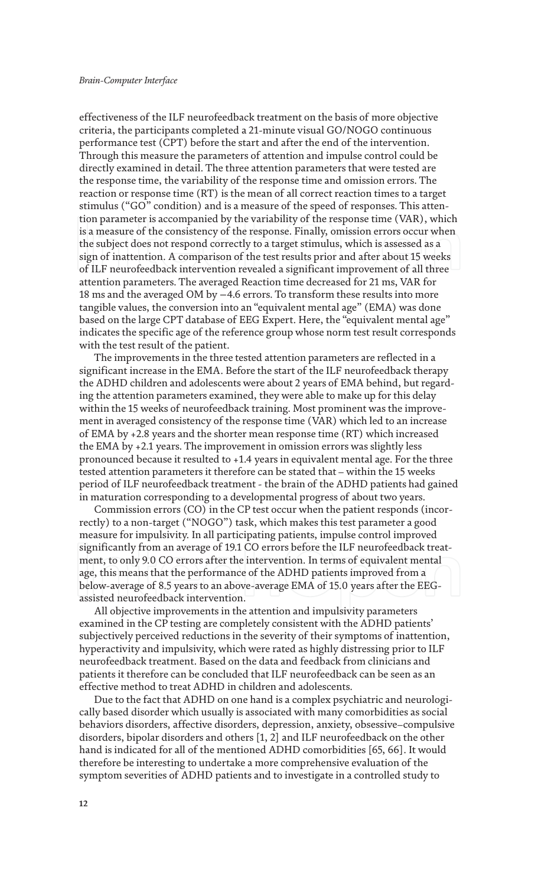effectiveness of the ILF neurofeedback treatment on the basis of more objective criteria, the participants completed a 21-minute visual GO/NOGO continuous performance test (CPT) before the start and after the end of the intervention. Through this measure the parameters of attention and impulse control could be directly examined in detail. The three attention parameters that were tested are the response time, the variability of the response time and omission errors. The reaction or response time (RT) is the mean of all correct reaction times to a target stimulus ("GO" condition) and is a measure of the speed of responses. This attention parameter is accompanied by the variability of the response time (VAR), which is a measure of the consistency of the response. Finally, omission errors occur when the subject does not respond correctly to a target stimulus, which is assessed as a sign of inattention. A comparison of the test results prior and after about 15 weeks of ILF neurofeedback intervention revealed a significant improvement of all three attention parameters. The averaged Reaction time decreased for 21 ms, VAR for 18 ms and the averaged OM by −4.6 errors. To transform these results into more tangible values, the conversion into an "equivalent mental age" (EMA) was done based on the large CPT database of EEG Expert. Here, the "equivalent mental age" indicates the specific age of the reference group whose norm test result corresponds with the test result of the patient.

The improvements in the three tested attention parameters are reflected in a significant increase in the EMA. Before the start of the ILF neurofeedback therapy the ADHD children and adolescents were about 2 years of EMA behind, but regarding the attention parameters examined, they were able to make up for this delay within the 15 weeks of neurofeedback training. Most prominent was the improvement in averaged consistency of the response time (VAR) which led to an increase of EMA by +2.8 years and the shorter mean response time (RT) which increased the EMA by +2.1 years. The improvement in omission errors was slightly less pronounced because it resulted to +1.4 years in equivalent mental age. For the three tested attention parameters it therefore can be stated that – within the 15 weeks period of ILF neurofeedback treatment - the brain of the ADHD patients had gained in maturation corresponding to a developmental progress of about two years.

Commission errors (CO) in the CP test occur when the patient responds (incorrectly) to a non-target ("NOGO") task, which makes this test parameter a good measure for impulsivity. In all participating patients, impulse control improved significantly from an average of 19.1 CO errors before the ILF neurofeedback treatment, to only 9.0 CO errors after the intervention. In terms of equivalent mental age, this means that the performance of the ADHD patients improved from a below-average of 8.5 years to an above-average EMA of 15.0 years after the EEG-assisted neurofeedback intervention.

All objective improvements in the attention and impulsivity parameters examined in the CP testing are completely consistent with the ADHD patients' subjectively perceived reductions in the severity of their symptoms of inattention, hyperactivity and impulsivity, which were rated as highly distressing prior to ILF neurofeedback treatment. Based on the data and feedback from clinicians and patients it therefore can be concluded that ILF neurofeedback can be seen as an effective method to treat ADHD in children and adolescents.

Due to the fact that ADHD on one hand is a complex psychiatric and neurologically based disorder which usually is associated with many comorbidities as social behaviors disorders, affective disorders, depression, anxiety, obsessive–compulsive disorders, bipolar disorders and others [1, 2] and ILF neurofeedback on the other hand is indicated for all of the mentioned ADHD comorbidities [65, 66]. It would therefore be interesting to undertake a more comprehensive evaluation of the symptom severities of ADHD patients and to investigate in a controlled study to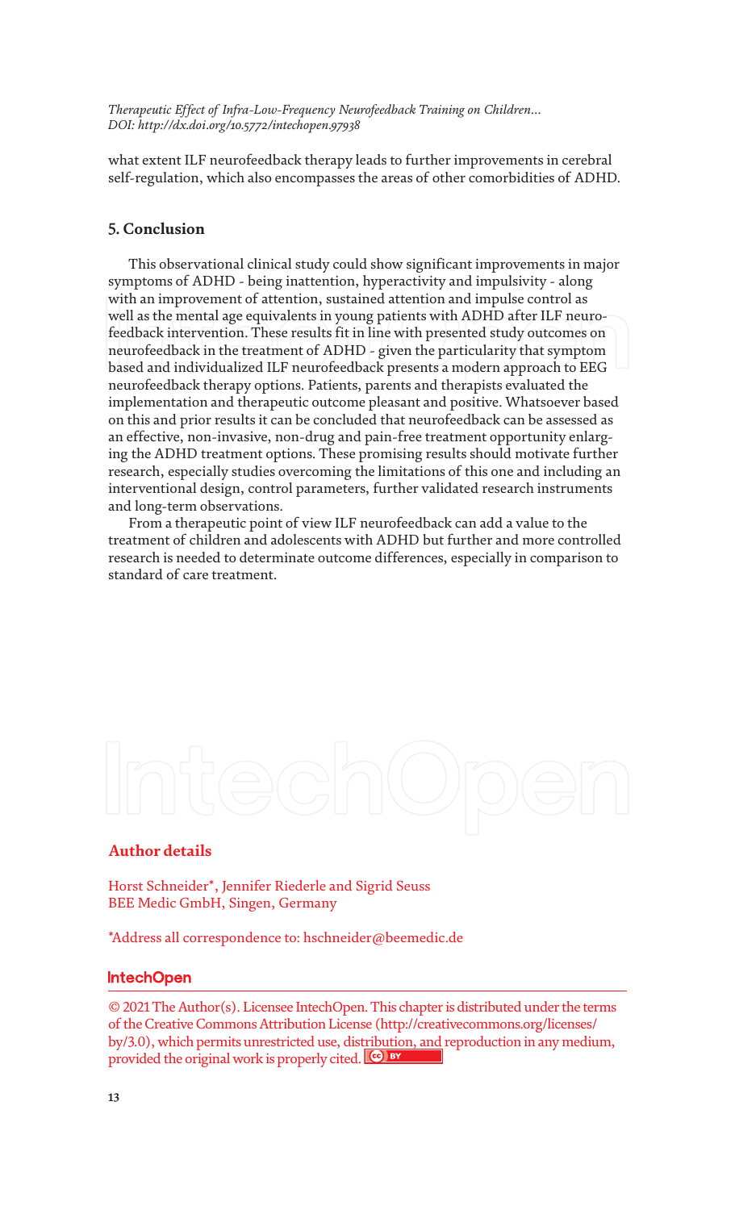what extent ILF neurofeedback therapy leads to further improvements in cerebral self-regulation, which also encompasses the areas of other comorbidities of ADHD.

## 5. Conclusion

This observational clinical study could show significant improvements in major symptoms of ADHD - being inattention, hyperactivity and impulsivity - along with an improvement of attention, sustained attention and impulse control as well as the mental age equivalents in young patients with ADHD after ILF neurofeedback intervention. These results fit in line with presented study outcomes on neurofeedback in the treatment of ADHD - given the particularity that symptom based and individualized ILF neurofeedback presents a modern approach to EEG neurofeedback therapy options. Patients, parents and therapists evaluated the implementation and therapeutic outcome pleasant and positive. Whatsoever based on this and prior results it can be concluded that neurofeedback can be assessed as an effective, non-invasive, non-drug and pain-free treatment opportunity enlarging the ADHD treatment options. These promising results should motivate further research, especially studies overcoming the limitations of this one and including an interventional design, control parameters, further validated research instruments and long-term observations.

From a therapeutic point of view ILF neurofeedback can add a value to the treatment of children and adolescents with ADHD but further and more controlled research is needed to determinate outcome differences, especially in comparison to standard of care treatment.

## Author details

Horst Schneider*, Jennifer Riederle and Sigrid Seuss
BEE Medic GmbH, Singen, Germany

*Address all correspondence to: hschneider@beemedic.de

© 2021 The Author(s). Licensee IntechOpen. This chapter is distributed under the terms of the Creative Commons Attribution License (http://creativecommons.org/licenses/by/3.0), which permits unrestricted use, distribution, and reproduction in any medium, provided the original work is properly cited.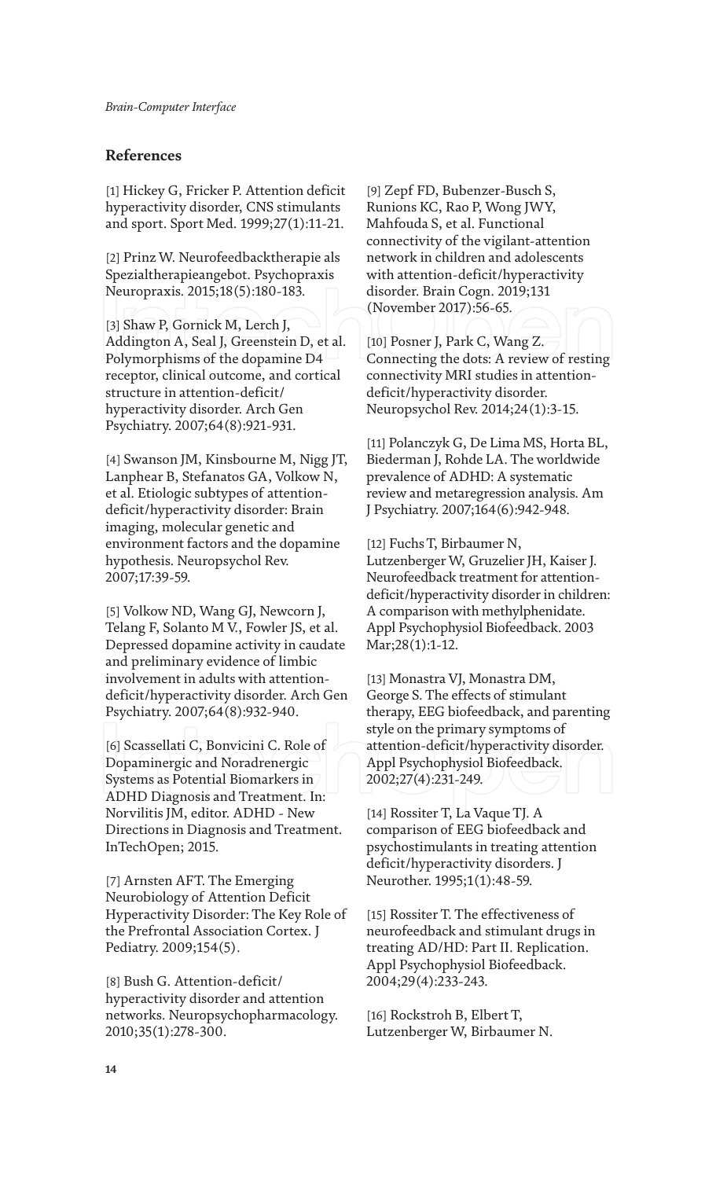## References

[1] Hickey G, Fricker P. Attention deficit hyperactivity disorder, CNS stimulants and sport. Sport Med. 1999;27(1):11-21.

[2] Prinz W. Neurofeedbacktherapie als Spezialtherapieangebot. Psychopraxis Neuropraxis. 2015;18(5):180-183.

[3] Shaw P, Gornick M, Lerch J, Addington A, Seal J, Greenstein D, et al. Polymorphisms of the dopamine D4 receptor, clinical outcome, and cortical structure in attention-deficit/hyperactivity disorder. Arch Gen Psychiatry. 2007;64(8):921-931.

[4] Swanson JM, Kinsbourne M, Nigg JT, Lanphear B, Stefanatos GA, Volkow N, et al. Etiologic subtypes of attention-deficit/hyperactivity disorder: Brain imaging, molecular genetic and environment factors and the dopamine hypothesis. Neuropsychol Rev. 2007;17:39-59.

[5] Volkow ND, Wang GJ, Newcorn J, Telang F, Solanto M V., Fowler JS, et al. Depressed dopamine activity in caudate and preliminary evidence of limbic involvement in adults with attention-deficit/hyperactivity disorder. Arch Gen Psychiatry. 2007;64(8):932-940.

[6] Scassellati C, Bonvicini C. Role of Dopaminergic and Noradrenergic Systems as Potential Biomarkers in ADHD Diagnosis and Treatment. In: Norvilitis JM, editor. ADHD - New Directions in Diagnosis and Treatment. InTechOpen; 2015.

[7] Arnsten AFT. The Emerging Neurobiology of Attention Deficit Hyperactivity Disorder: The Key Role of the Prefrontal Association Cortex. J Pediatry. 2009;154(5).

[8] Bush G. Attention-deficit/hyperactivity disorder and attention networks. Neuropsychopharmacology. 2010;35(1):278-300.

[9] Zepf FD, Bubenzer-Busch S, Runions KC, Rao P, Wong JWY, Mahfouda S, et al. Functional connectivity of the vigilant-attention network in children and adolescents with attention-deficit/hyperactivity disorder. Brain Cogn. 2019;131 (November 2017):56-65.

[10] Posner J, Park C, Wang Z. Connecting the dots: A review of resting connectivity MRI studies in attention-deficit/hyperactivity disorder. Neuropsychol Rev. 2014;24(1):3-15.

[11] Polanczyk G, De Lima MS, Horta BL, Biederman J, Rohde LA. The worldwide prevalence of ADHD: A systematic review and metaregression analysis. Am J Psychiatry. 2007;164(6):942-948.

[12] Fuchs T, Birbaumer N, Lutzenberger W, Gruzelier JH, Kaiser J. Neurofeedback treatment for attention-deficit/hyperactivity disorder in children: A comparison with methylphenidate. Appl Psychophysiol Biofeedback. 2003 Mar;28(1):1-12.

[13] Monastra VJ, Monastra DM, George S. The effects of stimulant therapy, EEG biofeedback, and parenting style on the primary symptoms of attention-deficit/hyperactivity disorder. Appl Psychophysiol Biofeedback. 2002;27(4):231-249.

[14] Rossiter T, La Vaque TJ. A comparison of EEG biofeedback and psychostimulants in treating attention deficit/hyperactivity disorders. J Neurother. 1995;1(1):48-59.

[15] Rossiter T. The effectiveness of neurofeedback and stimulant drugs in treating AD/HD: Part II. Replication. Appl Psychophysiol Biofeedback. 2004;29(4):233-243.

[16] Rockstroh B, Elbert T, Lutzenberger W, Birbaumer N.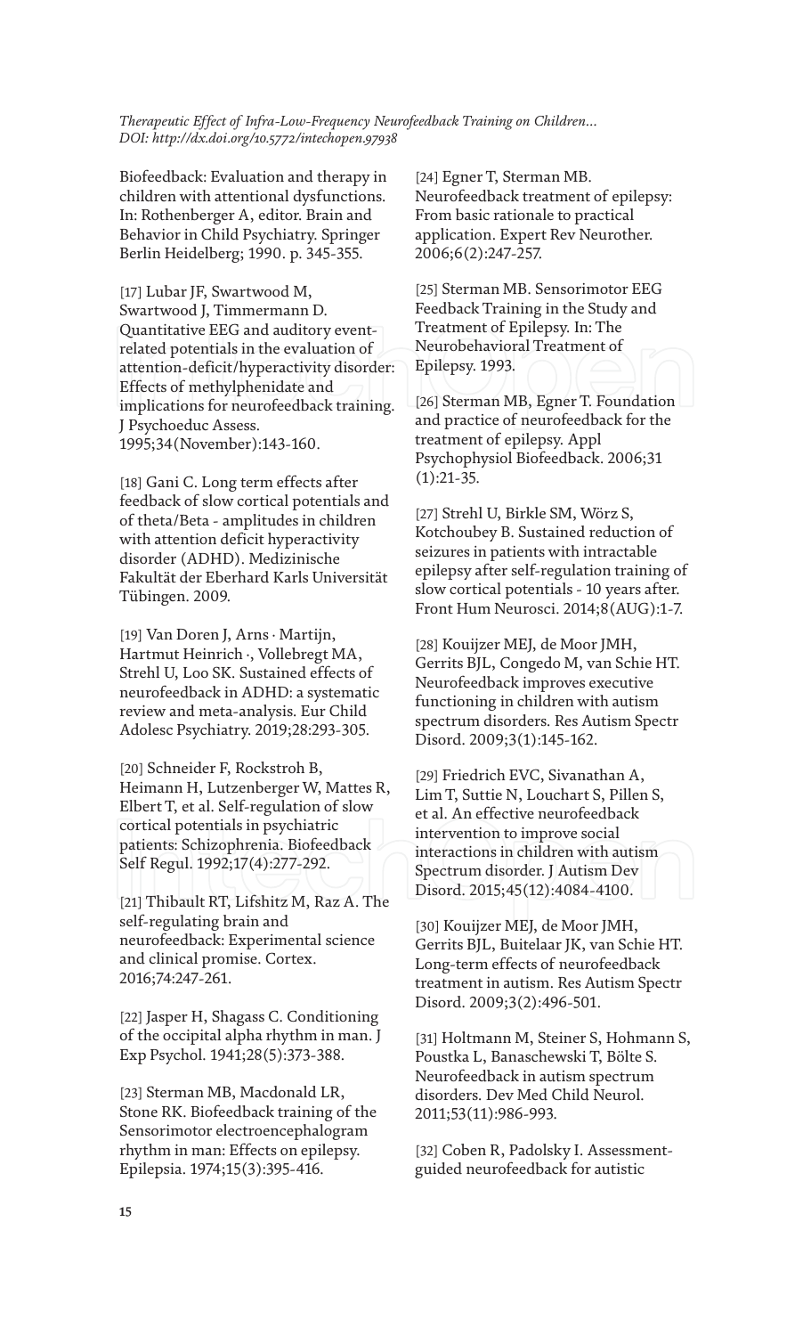Biofeedback: Evaluation and therapy in children with attentional dysfunctions. In: Rothenberger A, editor. Brain and Behavior in Child Psychiatry. Springer Berlin Heidelberg; 1990. p. 345-355.

[17] Lubar JF, Swartwood M, Swartwood J, Timmermann D. Quantitative EEG and auditory event-related potentials in the evaluation of attention-deficit/hyperactivity disorder: Effects of methylphenidate and implications for neurofeedback training. J Psychoeduc Assess. 1995;34(November):143-160.

[18] Gani C. Long term effects after feedback of slow cortical potentials and of theta/Beta - amplitudes in children with attention deficit hyperactivity disorder (ADHD). Medizinische Fakultät der Eberhard Karls Universität Tübingen. 2009.

[19] Van Doren J, Arns · Martijn, Hartmut Heinrich ·, Vollebregt MA, Strehl U, Loo SK. Sustained effects of neurofeedback in ADHD: a systematic review and meta-analysis. Eur Child Adolesc Psychiatry. 2019;28:293-305.

[20] Schneider F, Rockstroh B, Heimann H, Lutzenberger W, Mattes R, Elbert T, et al. Self-regulation of slow cortical potentials in psychiatric patients: Schizophrenia. Biofeedback Self Regul. 1992;17(4):277-292.

[21] Thibault RT, Lifshitz M, Raz A. The self-regulating brain and neurofeedback: Experimental science and clinical promise. Cortex. 2016;74:247-261.

[22] Jasper H, Shagass C. Conditioning of the occipital alpha rhythm in man. J Exp Psychol. 1941;28(5):373-388.

[23] Sterman MB, Macdonald LR, Stone RK. Biofeedback training of the Sensorimotor electroencephalogram rhythm in man: Effects on epilepsy. Epilepsia. 1974;15(3):395-416.

[24] Egner T, Sterman MB. Neurofeedback treatment of epilepsy: From basic rationale to practical application. Expert Rev Neurother. 2006;6(2):247-257.

[25] Sterman MB. Sensorimotor EEG Feedback Training in the Study and Treatment of Epilepsy. In: The Neurobehavioral Treatment of Epilepsy. 1993.

[26] Sterman MB, Egner T. Foundation and practice of neurofeedback for the treatment of epilepsy. Appl Psychophysiol Biofeedback. 2006;31(1):21-35.

[27] Strehl U, Birkle SM, Wörz S, Kotchoubey B. Sustained reduction of seizures in patients with intractable epilepsy after self-regulation training of slow cortical potentials - 10 years after. Front Hum Neurosci. 2014;8(AUG):1-7.

[28] Kouijzer MEJ, de Moor JMH, Gerrits BJL, Congedo M, van Schie HT. Neurofeedback improves executive functioning in children with autism spectrum disorders. Res Autism Spectr Disord. 2009;3(1):145-162.

[29] Friedrich EVC, Sivanathan A, Lim T, Suttie N, Louchart S, Pillen S, et al. An effective neurofeedback intervention to improve social interactions in children with autism Spectrum disorder. J Autism Dev Disord. 2015;45(12):4084-4100.

[30] Kouijzer MEJ, de Moor JMH, Gerrits BJL, Buitelaar JK, van Schie HT. Long-term effects of neurofeedback treatment in autism. Res Autism Spectr Disord. 2009;3(2):496-501.

[31] Holtmann M, Steiner S, Hohmann S, Poustka L, Banaschewski T, Bölte S. Neurofeedback in autism spectrum disorders. Dev Med Child Neurol. 2011;53(11):986-993.

[32] Coben R, Padolsky I. Assessment-guided neurofeedback for autistic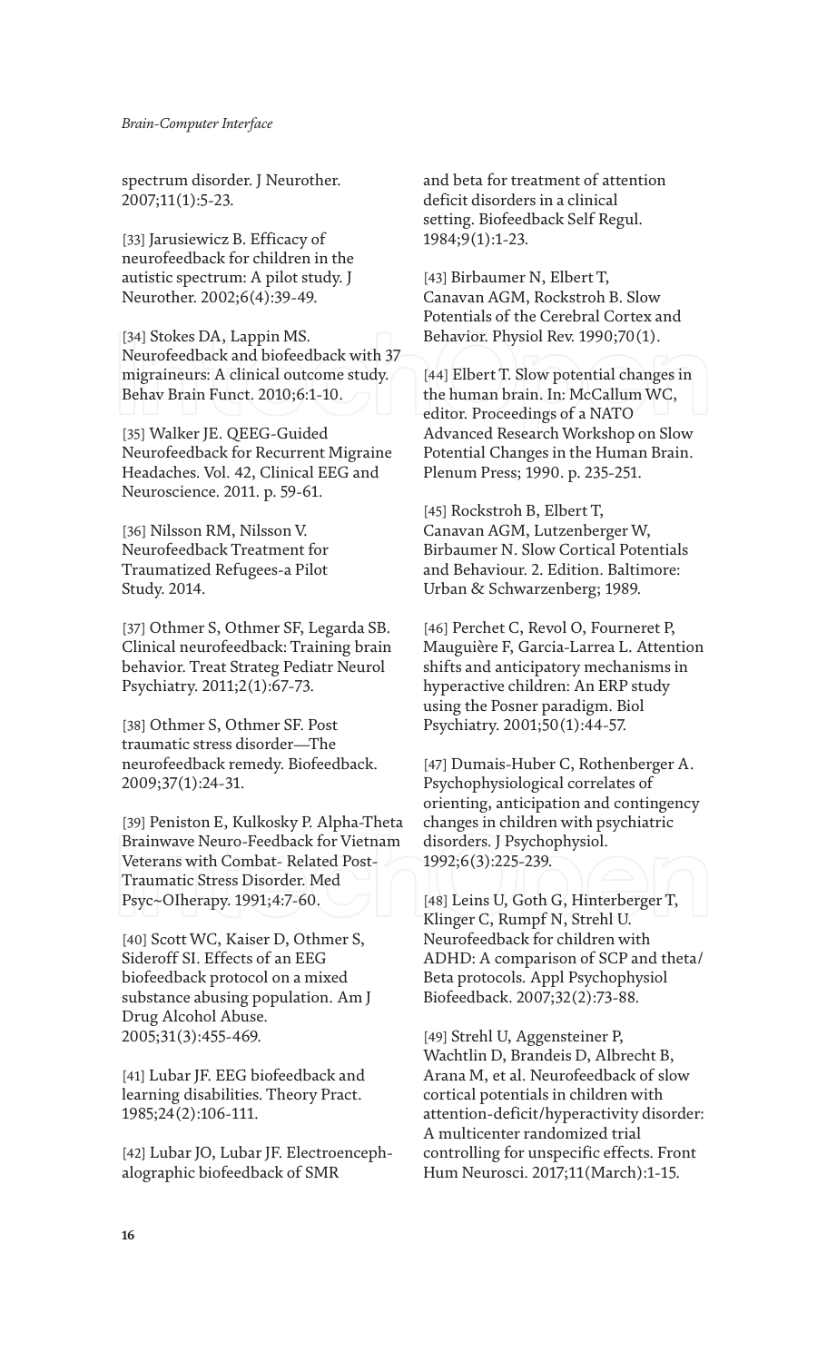spectrum disorder. J Neurother. 2007;11(1):5-23.

[33] Jarusiewicz B. Efficacy of neurofeedback for children in the autistic spectrum: A pilot study. J Neurother. 2002;6(4):39-49.

[34] Stokes DA, Lappin MS. Neurofeedback and biofeedback with 37 migraineurs: A clinical outcome study. Behav Brain Funct. 2010;6:1-10.

[35] Walker JE. QEEG-Guided Neurofeedback for Recurrent Migraine Headaches. Vol. 42, Clinical EEG and Neuroscience. 2011. p. 59-61.

[36] Nilsson RM, Nilsson V. Neurofeedback Treatment for Traumatized Refugees-a Pilot Study. 2014.

[37] Othmer S, Othmer SF, Legarda SB. Clinical neurofeedback: Training brain behavior. Treat Strateg Pediatr Neurol Psychiatry. 2011;2(1):67-73.

[38] Othmer S, Othmer SF. Post traumatic stress disorder—The neurofeedback remedy. Biofeedback. 2009;37(1):24-31.

[39] Peniston E, Kulkosky P. Alpha-Theta Brainwave Neuro-Feedback for Vietnam Veterans with Combat- Related Post-Traumatic Stress Disorder. Med Psyc~OIherapy. 1991;4:7-60.

[40] Scott WC, Kaiser D, Othmer S, Sideroff SI. Effects of an EEG biofeedback protocol on a mixed substance abusing population. Am J Drug Alcohol Abuse. 2005;31(3):455-469.

[41] Lubar JF. EEG biofeedback and learning disabilities. Theory Pract. 1985;24(2):106-111.

[42] Lubar JO, Lubar JF. Electroencephalographic biofeedback of SMR and beta for treatment of attention deficit disorders in a clinical setting. Biofeedback Self Regul. 1984;9(1):1-23.

[43] Birbaumer N, Elbert T, Canavan AGM, Rockstroh B. Slow Potentials of the Cerebral Cortex and Behavior. Physiol Rev. 1990;70(1).

[44] Elbert T. Slow potential changes in the human brain. In: McCallum WC, editor. Proceedings of a NATO Advanced Research Workshop on Slow Potential Changes in the Human Brain. Plenum Press; 1990. p. 235-251.

[45] Rockstroh B, Elbert T, Canavan AGM, Lutzenberger W, Birbaumer N. Slow Cortical Potentials and Behaviour. 2. Edition. Baltimore: Urban & Schwarzenberg; 1989.

[46] Perchet C, Revol O, Fourneret P, Mauguière F, Garcia-Larrea L. Attention shifts and anticipatory mechanisms in hyperactive children: An ERP study using the Posner paradigm. Biol Psychiatry. 2001;50(1):44-57.

[47] Dumais-Huber C, Rothenberger A. Psychophysiological correlates of orienting, anticipation and contingency changes in children with psychiatric disorders. J Psychophysiol. 1992;6(3):225-239.

[48] Leins U, Goth G, Hinterberger T, Klinger C, Rumpf N, Strehl U. Neurofeedback for children with ADHD: A comparison of SCP and theta/Beta protocols. Appl Psychophysiol Biofeedback. 2007;32(2):73-88.

[49] Strehl U, Aggensteiner P, Wachtlin D, Brandeis D, Albrecht B, Arana M, et al. Neurofeedback of slow cortical potentials in children with attention-deficit/hyperactivity disorder: A multicenter randomized trial controlling for unspecific effects. Front Hum Neurosci. 2017;11(March):1-15.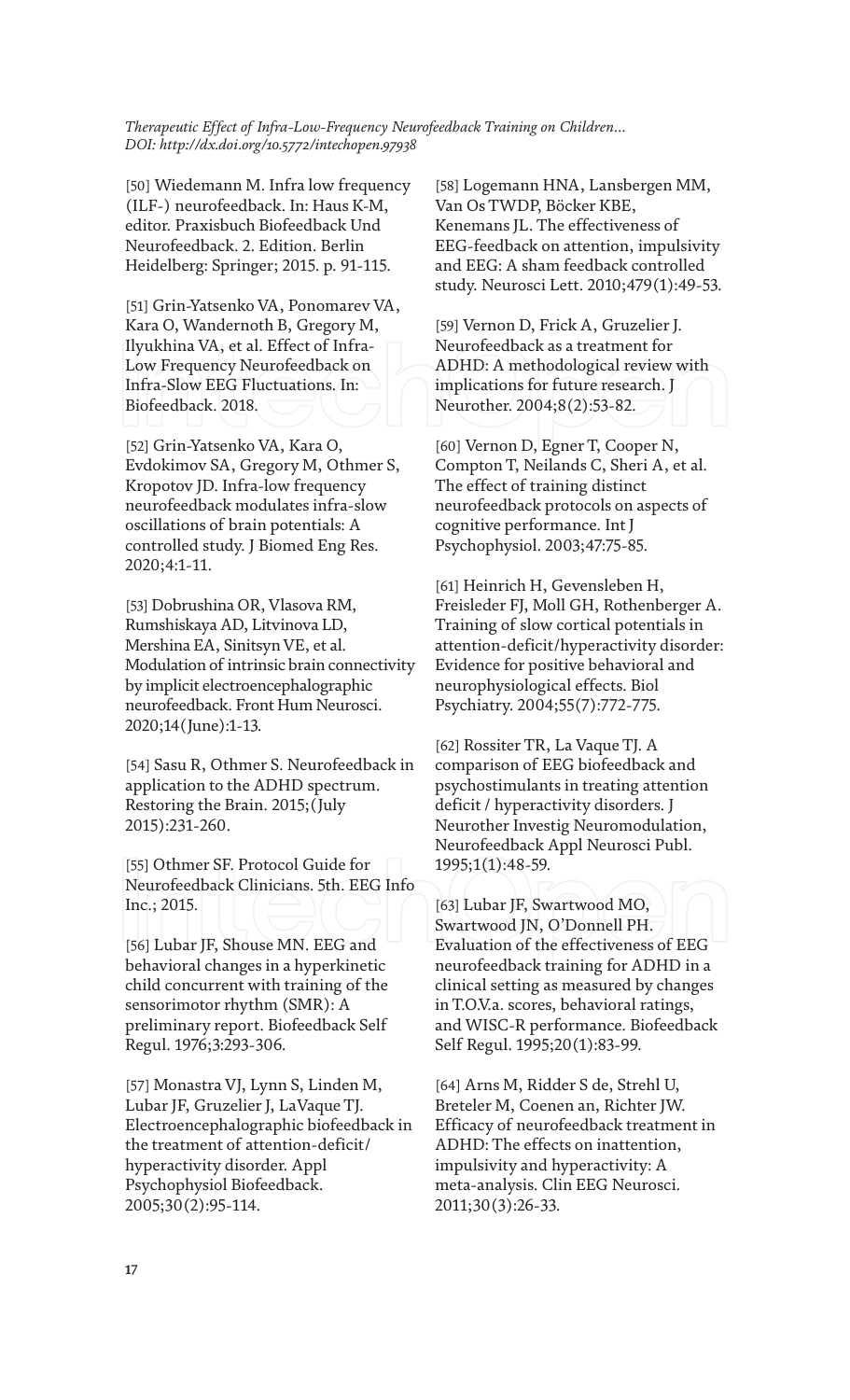[50] Wiedemann M. Infra low frequency (ILF-) neurofeedback. In: Haus K-M, editor. Praxisbuch Biofeedback Und Neurofeedback. 2. Edition. Berlin Heidelberg: Springer; 2015. p. 91-115.

[51] Grin-Yatsenko VA, Ponomarev VA, Kara O, Wandernoth B, Gregory M, Ilyukhina VA, et al. Effect of Infra-Low Frequency Neurofeedback on Infra-Slow EEG Fluctuations. In: Biofeedback. 2018.

[52] Grin-Yatsenko VA, Kara O, Evdokimov SA, Gregory M, Othmer S, Kropotov JD. Infra-low frequency neurofeedback modulates infra-slow oscillations of brain potentials: A controlled study. J Biomed Eng Res. 2020;4:1-11.

[53] Dobrushina OR, Vlasova RM, Rumshiskaya AD, Litvinova LD, Mershina EA, Sinitsyn VE, et al. Modulation of intrinsic brain connectivity by implicit electroencephalographic neurofeedback. Front Hum Neurosci. 2020;14(June):1-13.

[54] Sasu R, Othmer S. Neurofeedback in application to the ADHD spectrum. Restoring the Brain. 2015;(July 2015):231-260.

[55] Othmer SF. Protocol Guide for Neurofeedback Clinicians. 5th. EEG Info Inc.; 2015.

[56] Lubar JF, Shouse MN. EEG and behavioral changes in a hyperkinetic child concurrent with training of the sensorimotor rhythm (SMR): A preliminary report. Biofeedback Self Regul. 1976;3:293-306.

[57] Monastra VJ, Lynn S, Linden M, Lubar JF, Gruzelier J, LaVaque TJ. Electroencephalographic biofeedback in the treatment of attention-deficit/hyperactivity disorder. Appl Psychophysiol Biofeedback. 2005;30(2):95-114.

[58] Logemann HNA, Lansbergen MM, Van Os TWDP, Böcker KBE, Kenemans JL. The effectiveness of EEG-feedback on attention, impulsivity and EEG: A sham feedback controlled study. Neurosci Lett. 2010;479(1):49-53.

[59] Vernon D, Frick A, Gruzelier J. Neurofeedback as a treatment for ADHD: A methodological review with implications for future research. J Neurother. 2004;8(2):53-82.

[60] Vernon D, Egner T, Cooper N, Compton T, Neilands C, Sheri A, et al. The effect of training distinct neurofeedback protocols on aspects of cognitive performance. Int J Psychophysiol. 2003;47:75-85.

[61] Heinrich H, Gevensleben H, Freisleder FJ, Moll GH, Rothenberger A. Training of slow cortical potentials in attention-deficit/hyperactivity disorder: Evidence for positive behavioral and neurophysiological effects. Biol Psychiatry. 2004;55(7):772-775.

[62] Rossiter TR, La Vaque TJ. A comparison of EEG biofeedback and psychostimulants in treating attention deficit / hyperactivity disorders. J Neurother Investig Neuromodulation, Neurofeedback Appl Neurosci Publ. 1995;1(1):48-59.

[63] Lubar JF, Swartwood MO, Swartwood JN, O'Donnell PH. Evaluation of the effectiveness of EEG neurofeedback training for ADHD in a clinical setting as measured by changes in T.O.V.a. scores, behavioral ratings, and WISC-R performance. Biofeedback Self Regul. 1995;20(1):83-99.

[64] Arns M, Ridder S de, Strehl U, Breteler M, Coenen an, Richter JW. Efficacy of neurofeedback treatment in ADHD: The effects on inattention, impulsivity and hyperactivity: A meta-analysis. Clin EEG Neurosci. 2011;30(3):26-33.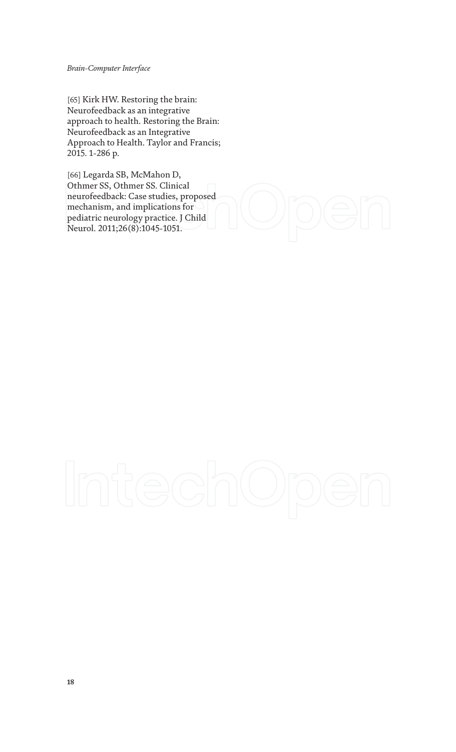[65] Kirk HW. Restoring the brain: Neurofeedback as an integrative approach to health. Restoring the Brain: Neurofeedback as an Integrative Approach to Health. Taylor and Francis; 2015. 1-286 p.

[66] Legarda SB, McMahon D, Othmer SS, Othmer SS. Clinical neurofeedback: Case studies, proposed mechanism, and implications for pediatric neurology practice. J Child Neurol. 2011;26(8):1045-1051.